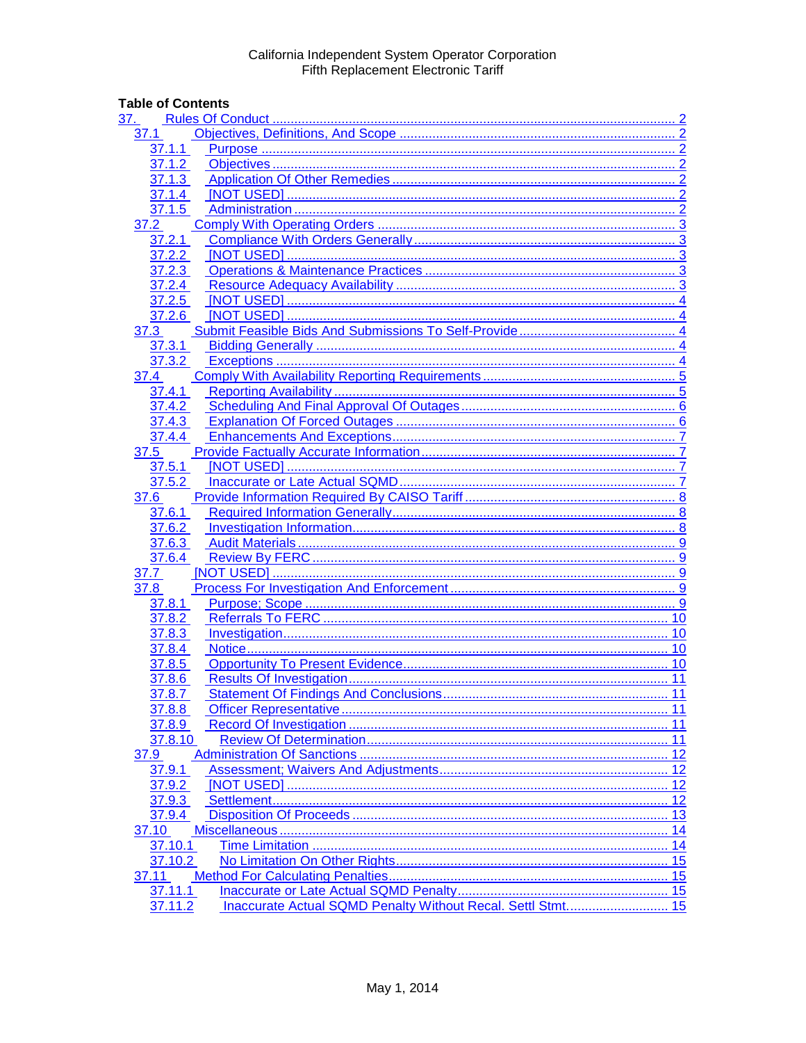California Independent System Operator Corporation
Fifth Replacement Electronic Tariff

**Table of Contents**

- 37. Rules Of Conduct ..... 2
  - 37.1 Objectives, Definitions, And Scope ..... 2
    - 37.1.1 Purpose ..... 2
    - 37.1.2 Objectives ..... 2
    - 37.1.3 Application Of Other Remedies ..... 2
    - 37.1.4 [NOT USED] ..... 2
    - 37.1.5 Administration ..... 2
  - 37.2 Comply With Operating Orders ..... 3
    - 37.2.1 Compliance With Orders Generally ..... 3
    - 37.2.2 [NOT USED] ..... 3
    - 37.2.3 Operations & Maintenance Practices ..... 3
    - 37.2.4 Resource Adequacy Availability ..... 3
    - 37.2.5 [NOT USED] ..... 4
    - 37.2.6 [NOT USED] ..... 4
  - 37.3 Submit Feasible Bids And Submissions To Self-Provide ..... 4
    - 37.3.1 Bidding Generally ..... 4
    - 37.3.2 Exceptions ..... 4
  - 37.4 Comply With Availability Reporting Requirements ..... 5
    - 37.4.1 Reporting Availability ..... 5
    - 37.4.2 Scheduling And Final Approval Of Outages ..... 6
    - 37.4.3 Explanation Of Forced Outages ..... 6
    - 37.4.4 Enhancements And Exceptions ..... 7
  - 37.5 Provide Factually Accurate Information ..... 7
    - 37.5.1 [NOT USED] ..... 7
    - 37.5.2 Inaccurate or Late Actual SQMD ..... 7
  - 37.6 Provide Information Required By CAISO Tariff ..... 8
    - 37.6.1 Required Information Generally ..... 8
    - 37.6.2 Investigation Information ..... 8
    - 37.6.3 Audit Materials ..... 9
    - 37.6.4 Review By FERC ..... 9
  - 37.7 [NOT USED] ..... 9
  - 37.8 Process For Investigation And Enforcement ..... 9
    - 37.8.1 Purpose; Scope ..... 9
    - 37.8.2 Referrals To FERC ..... 10
    - 37.8.3 Investigation ..... 10
    - 37.8.4 Notice ..... 10
    - 37.8.5 Opportunity To Present Evidence ..... 10
    - 37.8.6 Results Of Investigation ..... 11
    - 37.8.7 Statement Of Findings And Conclusions ..... 11
    - 37.8.8 Officer Representative ..... 11
    - 37.8.9 Record Of Investigation ..... 11
    - 37.8.10 Review Of Determination ..... 11
  - 37.9 Administration Of Sanctions ..... 12
    - 37.9.1 Assessment; Waivers And Adjustments ..... 12
    - 37.9.2 [NOT USED] ..... 12
    - 37.9.3 Settlement ..... 12
    - 37.9.4 Disposition Of Proceeds ..... 13
  - 37.10 Miscellaneous ..... 14
    - 37.10.1 Time Limitation ..... 14
    - 37.10.2 No Limitation On Other Rights ..... 15
  - 37.11 Method For Calculating Penalties ..... 15
    - 37.11.1 Inaccurate or Late Actual SQMD Penalty ..... 15
    - 37.11.2 Inaccurate Actual SQMD Penalty Without Recal. Settl Stmt. ..... 15

May 1, 2014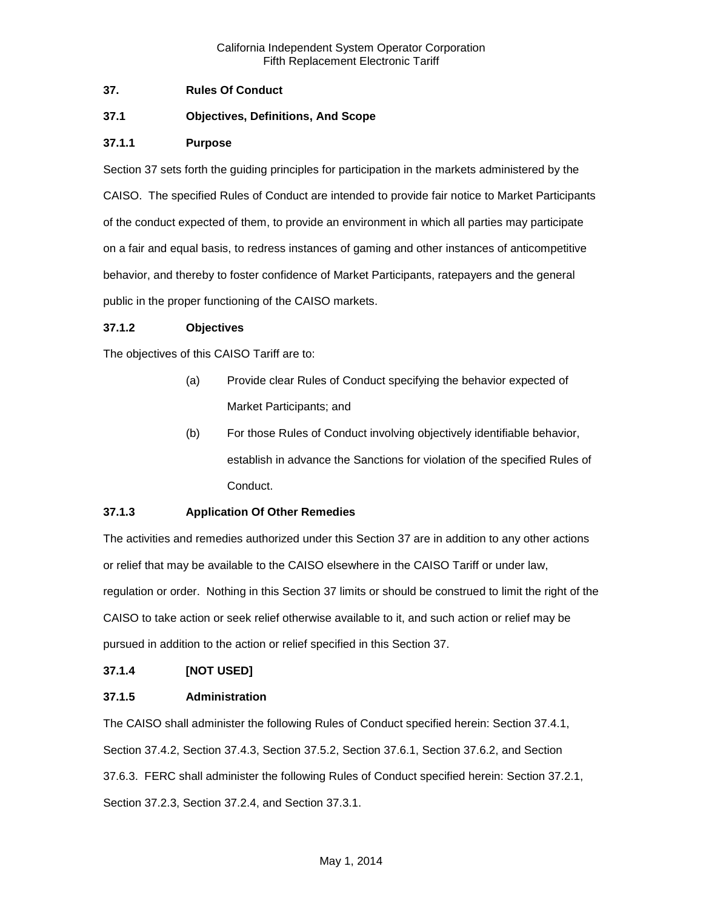## 37. Rules Of Conduct

### 37.1 Objectives, Definitions, And Scope

#### 37.1.1 Purpose

Section 37 sets forth the guiding principles for participation in the markets administered by the CAISO. The specified Rules of Conduct are intended to provide fair notice to Market Participants of the conduct expected of them, to provide an environment in which all parties may participate on a fair and equal basis, to redress instances of gaming and other instances of anticompetitive behavior, and thereby to foster confidence of Market Participants, ratepayers and the general public in the proper functioning of the CAISO markets.

#### 37.1.2 Objectives

The objectives of this CAISO Tariff are to:

(a) Provide clear Rules of Conduct specifying the behavior expected of Market Participants; and

(b) For those Rules of Conduct involving objectively identifiable behavior, establish in advance the Sanctions for violation of the specified Rules of Conduct.

#### 37.1.3 Application Of Other Remedies

The activities and remedies authorized under this Section 37 are in addition to any other actions or relief that may be available to the CAISO elsewhere in the CAISO Tariff or under law, regulation or order. Nothing in this Section 37 limits or should be construed to limit the right of the CAISO to take action or seek relief otherwise available to it, and such action or relief may be pursued in addition to the action or relief specified in this Section 37.

#### 37.1.4 [NOT USED]

#### 37.1.5 Administration

The CAISO shall administer the following Rules of Conduct specified herein: Section 37.4.1, Section 37.4.2, Section 37.4.3, Section 37.5.2, Section 37.6.1, Section 37.6.2, and Section 37.6.3. FERC shall administer the following Rules of Conduct specified herein: Section 37.2.1, Section 37.2.3, Section 37.2.4, and Section 37.3.1.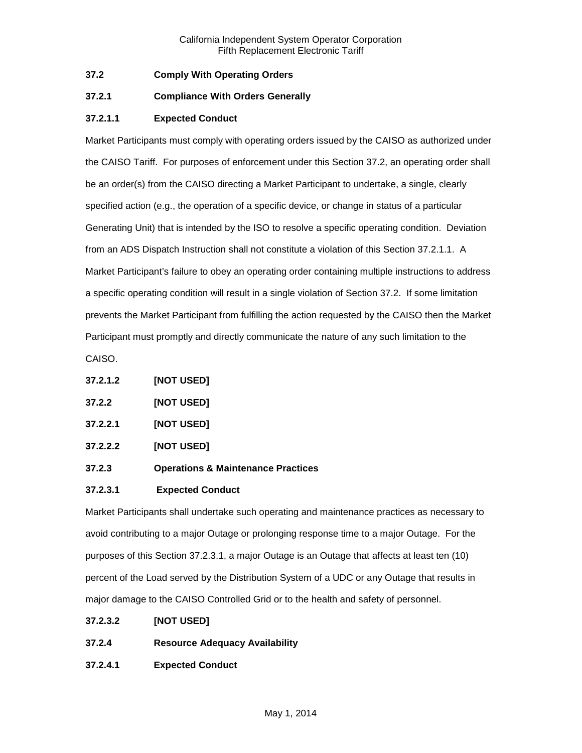**37.2 Comply With Operating Orders**

**37.2.1 Compliance With Orders Generally**

**37.2.1.1 Expected Conduct**

Market Participants must comply with operating orders issued by the CAISO as authorized under the CAISO Tariff. For purposes of enforcement under this Section 37.2, an operating order shall be an order(s) from the CAISO directing a Market Participant to undertake, a single, clearly specified action (e.g., the operation of a specific device, or change in status of a particular Generating Unit) that is intended by the ISO to resolve a specific operating condition. Deviation from an ADS Dispatch Instruction shall not constitute a violation of this Section 37.2.1.1. A Market Participant's failure to obey an operating order containing multiple instructions to address a specific operating condition will result in a single violation of Section 37.2. If some limitation prevents the Market Participant from fulfilling the action requested by the CAISO then the Market Participant must promptly and directly communicate the nature of any such limitation to the CAISO.

**37.2.1.2 [NOT USED]**

**37.2.2 [NOT USED]**

**37.2.2.1 [NOT USED]**

**37.2.2.2 [NOT USED]**

**37.2.3 Operations & Maintenance Practices**

**37.2.3.1 Expected Conduct**

Market Participants shall undertake such operating and maintenance practices as necessary to avoid contributing to a major Outage or prolonging response time to a major Outage. For the purposes of this Section 37.2.3.1, a major Outage is an Outage that affects at least ten (10) percent of the Load served by the Distribution System of a UDC or any Outage that results in major damage to the CAISO Controlled Grid or to the health and safety of personnel.

**37.2.3.2 [NOT USED]**

**37.2.4 Resource Adequacy Availability**

**37.2.4.1 Expected Conduct**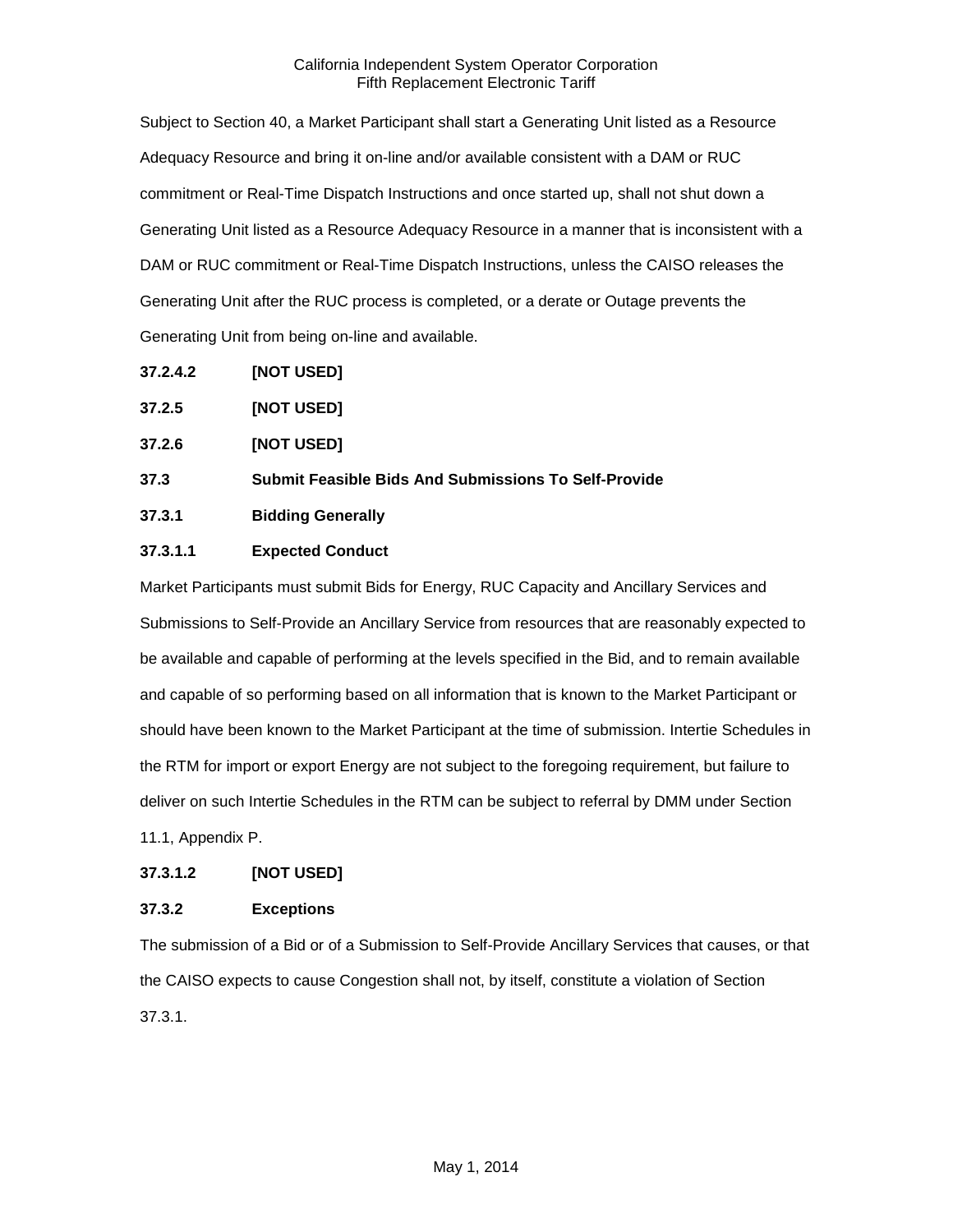Subject to Section 40, a Market Participant shall start a Generating Unit listed as a Resource Adequacy Resource and bring it on-line and/or available consistent with a DAM or RUC commitment or Real-Time Dispatch Instructions and once started up, shall not shut down a Generating Unit listed as a Resource Adequacy Resource in a manner that is inconsistent with a DAM or RUC commitment or Real-Time Dispatch Instructions, unless the CAISO releases the Generating Unit after the RUC process is completed, or a derate or Outage prevents the Generating Unit from being on-line and available.

**37.2.4.2 [NOT USED]**

**37.2.5 [NOT USED]**

**37.2.6 [NOT USED]**

**37.3 Submit Feasible Bids And Submissions To Self-Provide**

**37.3.1 Bidding Generally**

**37.3.1.1 Expected Conduct**

Market Participants must submit Bids for Energy, RUC Capacity and Ancillary Services and Submissions to Self-Provide an Ancillary Service from resources that are reasonably expected to be available and capable of performing at the levels specified in the Bid, and to remain available and capable of so performing based on all information that is known to the Market Participant or should have been known to the Market Participant at the time of submission. Intertie Schedules in the RTM for import or export Energy are not subject to the foregoing requirement, but failure to deliver on such Intertie Schedules in the RTM can be subject to referral by DMM under Section 11.1, Appendix P.

**37.3.1.2 [NOT USED]**

**37.3.2 Exceptions**

The submission of a Bid or of a Submission to Self-Provide Ancillary Services that causes, or that the CAISO expects to cause Congestion shall not, by itself, constitute a violation of Section 37.3.1.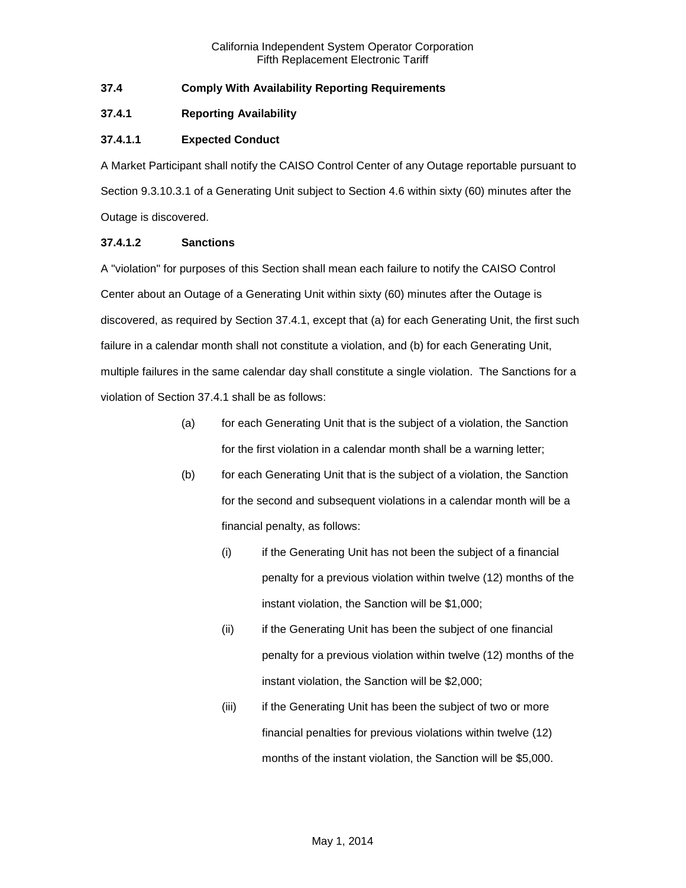### 37.4 Comply With Availability Reporting Requirements

### 37.4.1 Reporting Availability

#### 37.4.1.1 Expected Conduct

A Market Participant shall notify the CAISO Control Center of any Outage reportable pursuant to Section 9.3.10.3.1 of a Generating Unit subject to Section 4.6 within sixty (60) minutes after the Outage is discovered.

#### 37.4.1.2 Sanctions

A "violation" for purposes of this Section shall mean each failure to notify the CAISO Control Center about an Outage of a Generating Unit within sixty (60) minutes after the Outage is discovered, as required by Section 37.4.1, except that (a) for each Generating Unit, the first such failure in a calendar month shall not constitute a violation, and (b) for each Generating Unit, multiple failures in the same calendar day shall constitute a single violation. The Sanctions for a violation of Section 37.4.1 shall be as follows:

- (a) for each Generating Unit that is the subject of a violation, the Sanction for the first violation in a calendar month shall be a warning letter;
- (b) for each Generating Unit that is the subject of a violation, the Sanction for the second and subsequent violations in a calendar month will be a financial penalty, as follows:
  - (i) if the Generating Unit has not been the subject of a financial penalty for a previous violation within twelve (12) months of the instant violation, the Sanction will be $1,000;
  - (ii) if the Generating Unit has been the subject of one financial penalty for a previous violation within twelve (12) months of the instant violation, the Sanction will be $2,000;
  - (iii) if the Generating Unit has been the subject of two or more financial penalties for previous violations within twelve (12) months of the instant violation, the Sanction will be $5,000.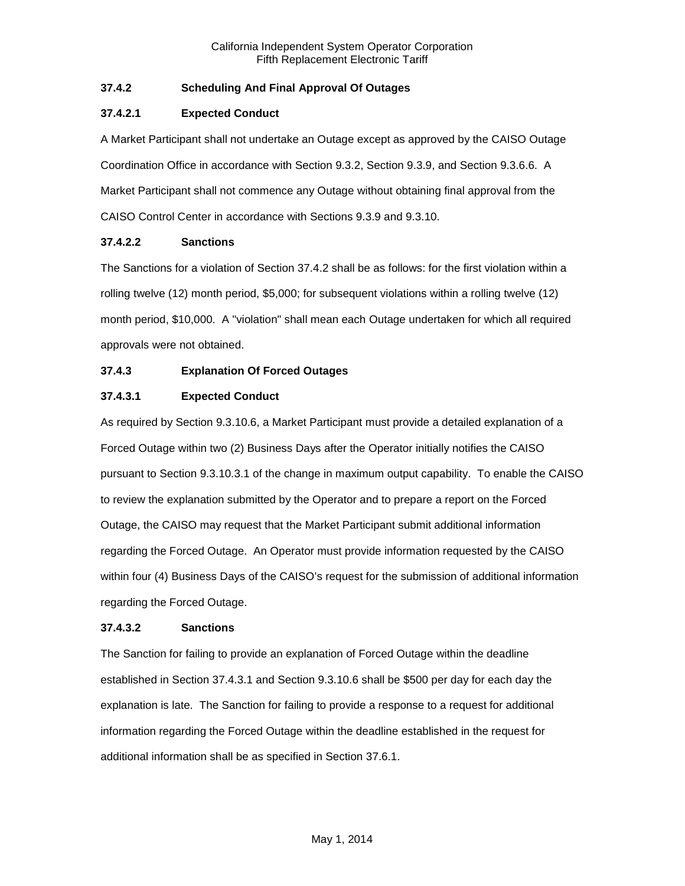### 37.4.2 Scheduling And Final Approval Of Outages

#### 37.4.2.1 Expected Conduct

A Market Participant shall not undertake an Outage except as approved by the CAISO Outage Coordination Office in accordance with Section 9.3.2, Section 9.3.9, and Section 9.3.6.6. A Market Participant shall not commence any Outage without obtaining final approval from the CAISO Control Center in accordance with Sections 9.3.9 and 9.3.10.

#### 37.4.2.2 Sanctions

The Sanctions for a violation of Section 37.4.2 shall be as follows: for the first violation within a rolling twelve (12) month period, $5,000; for subsequent violations within a rolling twelve (12) month period, $10,000. A "violation" shall mean each Outage undertaken for which all required approvals were not obtained.

### 37.4.3 Explanation Of Forced Outages

#### 37.4.3.1 Expected Conduct

As required by Section 9.3.10.6, a Market Participant must provide a detailed explanation of a Forced Outage within two (2) Business Days after the Operator initially notifies the CAISO pursuant to Section 9.3.10.3.1 of the change in maximum output capability. To enable the CAISO to review the explanation submitted by the Operator and to prepare a report on the Forced Outage, the CAISO may request that the Market Participant submit additional information regarding the Forced Outage. An Operator must provide information requested by the CAISO within four (4) Business Days of the CAISO's request for the submission of additional information regarding the Forced Outage.

#### 37.4.3.2 Sanctions

The Sanction for failing to provide an explanation of Forced Outage within the deadline established in Section 37.4.3.1 and Section 9.3.10.6 shall be $500 per day for each day the explanation is late. The Sanction for failing to provide a response to a request for additional information regarding the Forced Outage within the deadline established in the request for additional information shall be as specified in Section 37.6.1.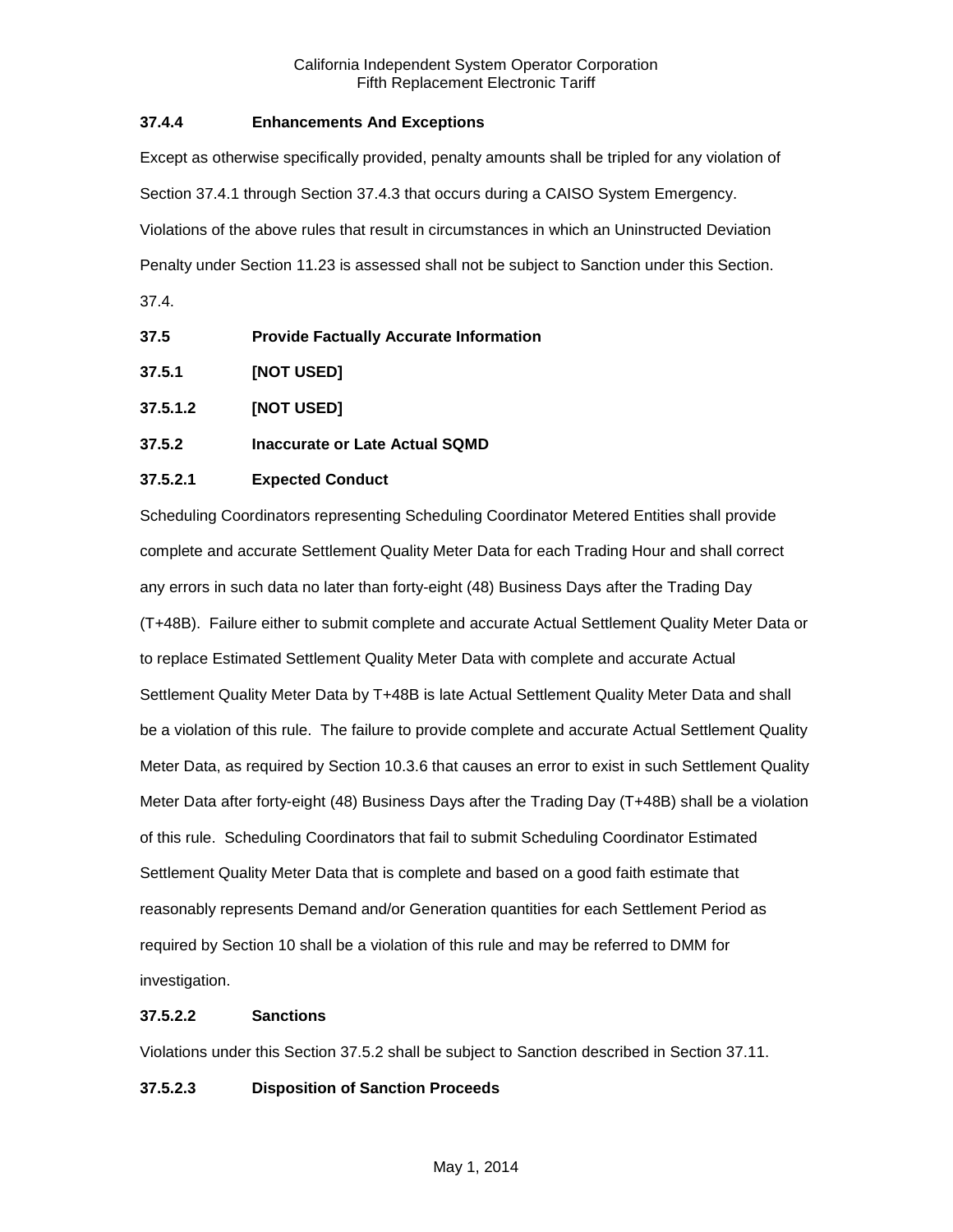**37.4.4 Enhancements And Exceptions**

Except as otherwise specifically provided, penalty amounts shall be tripled for any violation of Section 37.4.1 through Section 37.4.3 that occurs during a CAISO System Emergency. Violations of the above rules that result in circumstances in which an Uninstructed Deviation Penalty under Section 11.23 is assessed shall not be subject to Sanction under this Section. 37.4.

**37.5 Provide Factually Accurate Information**

**37.5.1 [NOT USED]**

**37.5.1.2 [NOT USED]**

**37.5.2 Inaccurate or Late Actual SQMD**

**37.5.2.1 Expected Conduct**

Scheduling Coordinators representing Scheduling Coordinator Metered Entities shall provide complete and accurate Settlement Quality Meter Data for each Trading Hour and shall correct any errors in such data no later than forty-eight (48) Business Days after the Trading Day (T+48B). Failure either to submit complete and accurate Actual Settlement Quality Meter Data or to replace Estimated Settlement Quality Meter Data with complete and accurate Actual Settlement Quality Meter Data by T+48B is late Actual Settlement Quality Meter Data and shall be a violation of this rule. The failure to provide complete and accurate Actual Settlement Quality Meter Data, as required by Section 10.3.6 that causes an error to exist in such Settlement Quality Meter Data after forty-eight (48) Business Days after the Trading Day (T+48B) shall be a violation of this rule. Scheduling Coordinators that fail to submit Scheduling Coordinator Estimated Settlement Quality Meter Data that is complete and based on a good faith estimate that reasonably represents Demand and/or Generation quantities for each Settlement Period as required by Section 10 shall be a violation of this rule and may be referred to DMM for investigation.

**37.5.2.2 Sanctions**

Violations under this Section 37.5.2 shall be subject to Sanction described in Section 37.11.

**37.5.2.3 Disposition of Sanction Proceeds**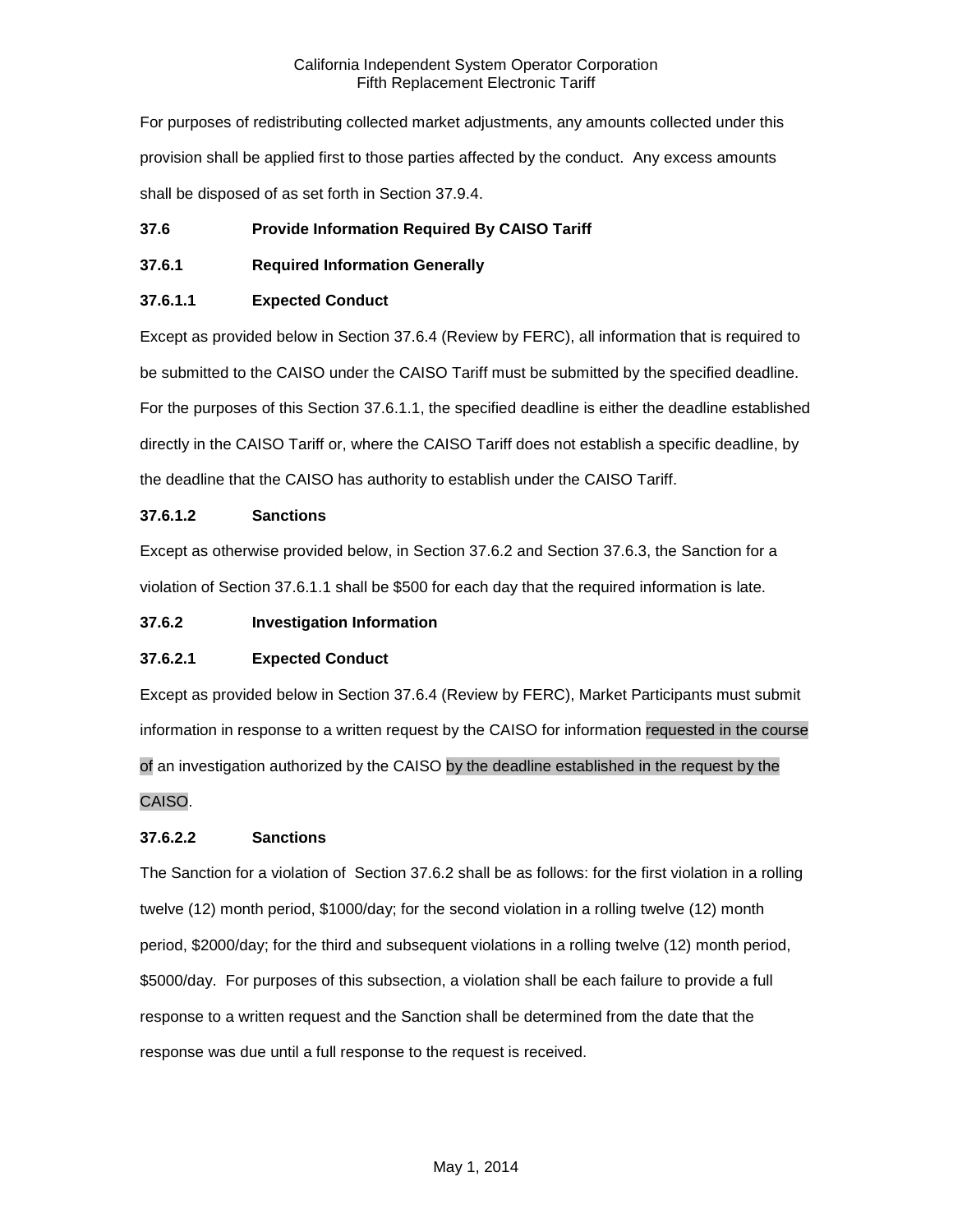For purposes of redistributing collected market adjustments, any amounts collected under this provision shall be applied first to those parties affected by the conduct. Any excess amounts shall be disposed of as set forth in Section 37.9.4.

**37.6 Provide Information Required By CAISO Tariff**

**37.6.1 Required Information Generally**

**37.6.1.1 Expected Conduct**

Except as provided below in Section 37.6.4 (Review by FERC), all information that is required to be submitted to the CAISO under the CAISO Tariff must be submitted by the specified deadline. For the purposes of this Section 37.6.1.1, the specified deadline is either the deadline established directly in the CAISO Tariff or, where the CAISO Tariff does not establish a specific deadline, by the deadline that the CAISO has authority to establish under the CAISO Tariff.

**37.6.1.2 Sanctions**

Except as otherwise provided below, in Section 37.6.2 and Section 37.6.3, the Sanction for a violation of Section 37.6.1.1 shall be $500 for each day that the required information is late.

**37.6.2 Investigation Information**

**37.6.2.1 Expected Conduct**

Except as provided below in Section 37.6.4 (Review by FERC), Market Participants must submit information in response to a written request by the CAISO for information requested in the course of an investigation authorized by the CAISO by the deadline established in the request by the CAISO.

**37.6.2.2 Sanctions**

The Sanction for a violation of Section 37.6.2 shall be as follows: for the first violation in a rolling twelve (12) month period, $1000/day; for the second violation in a rolling twelve (12) month period, $2000/day; for the third and subsequent violations in a rolling twelve (12) month period, $5000/day. For purposes of this subsection, a violation shall be each failure to provide a full response to a written request and the Sanction shall be determined from the date that the response was due until a full response to the request is received.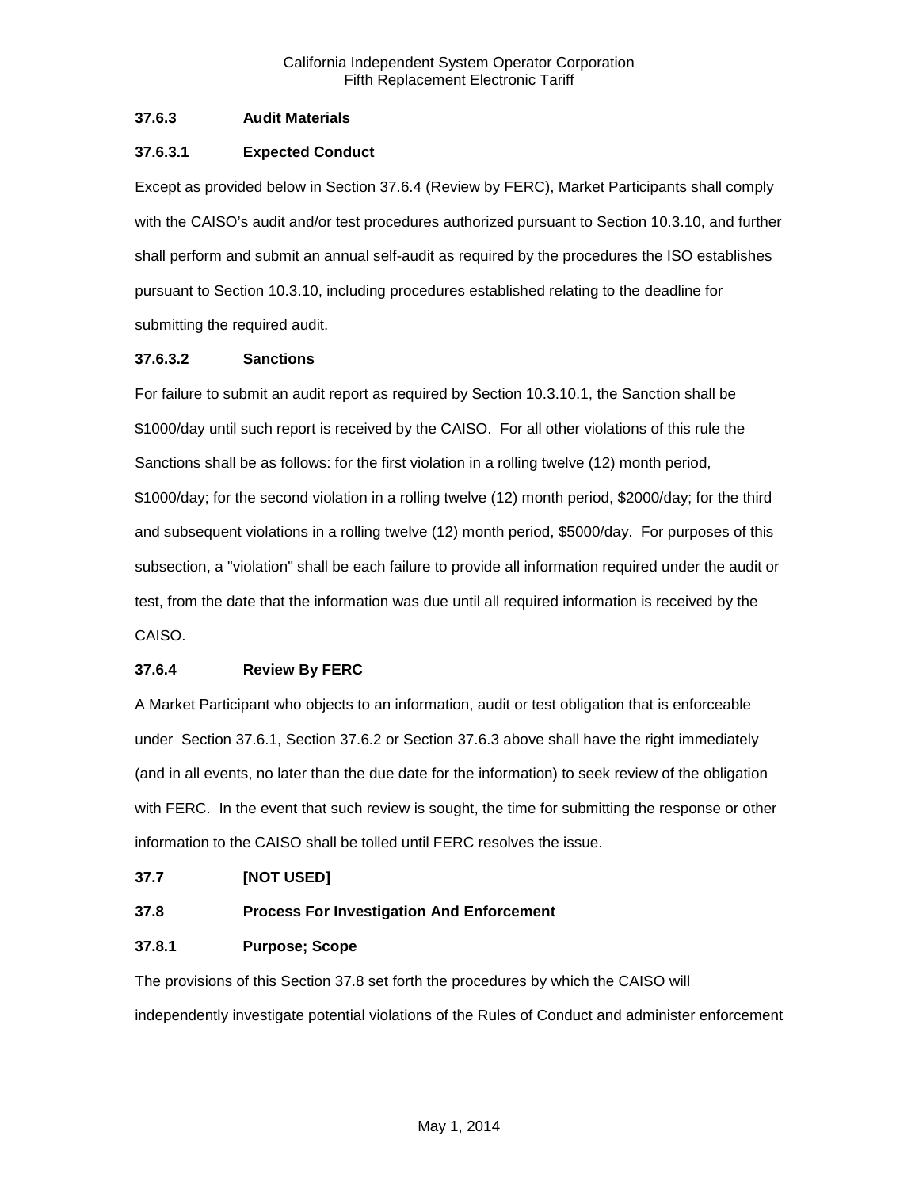### 37.6.3 Audit Materials

#### 37.6.3.1 Expected Conduct

Except as provided below in Section 37.6.4 (Review by FERC), Market Participants shall comply with the CAISO's audit and/or test procedures authorized pursuant to Section 10.3.10, and further shall perform and submit an annual self-audit as required by the procedures the ISO establishes pursuant to Section 10.3.10, including procedures established relating to the deadline for submitting the required audit.

#### 37.6.3.2 Sanctions

For failure to submit an audit report as required by Section 10.3.10.1, the Sanction shall be $1000/day until such report is received by the CAISO. For all other violations of this rule the Sanctions shall be as follows: for the first violation in a rolling twelve (12) month period, $1000/day; for the second violation in a rolling twelve (12) month period, $2000/day; for the third and subsequent violations in a rolling twelve (12) month period, $5000/day. For purposes of this subsection, a "violation" shall be each failure to provide all information required under the audit or test, from the date that the information was due until all required information is received by the CAISO.

### 37.6.4 Review By FERC

A Market Participant who objects to an information, audit or test obligation that is enforceable under Section 37.6.1, Section 37.6.2 or Section 37.6.3 above shall have the right immediately (and in all events, no later than the due date for the information) to seek review of the obligation with FERC. In the event that such review is sought, the time for submitting the response or other information to the CAISO shall be tolled until FERC resolves the issue.

## 37.7 [NOT USED]

## 37.8 Process For Investigation And Enforcement

### 37.8.1 Purpose; Scope

The provisions of this Section 37.8 set forth the procedures by which the CAISO will independently investigate potential violations of the Rules of Conduct and administer enforcement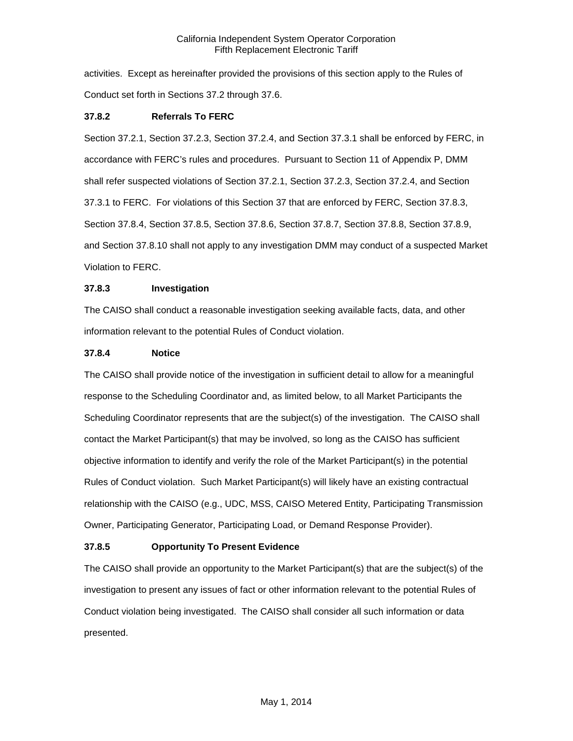activities. Except as hereinafter provided the provisions of this section apply to the Rules of Conduct set forth in Sections 37.2 through 37.6.

### 37.8.2 Referrals To FERC

Section 37.2.1, Section 37.2.3, Section 37.2.4, and Section 37.3.1 shall be enforced by FERC, in accordance with FERC's rules and procedures. Pursuant to Section 11 of Appendix P, DMM shall refer suspected violations of Section 37.2.1, Section 37.2.3, Section 37.2.4, and Section 37.3.1 to FERC. For violations of this Section 37 that are enforced by FERC, Section 37.8.3, Section 37.8.4, Section 37.8.5, Section 37.8.6, Section 37.8.7, Section 37.8.8, Section 37.8.9, and Section 37.8.10 shall not apply to any investigation DMM may conduct of a suspected Market Violation to FERC.

### 37.8.3 Investigation

The CAISO shall conduct a reasonable investigation seeking available facts, data, and other information relevant to the potential Rules of Conduct violation.

### 37.8.4 Notice

The CAISO shall provide notice of the investigation in sufficient detail to allow for a meaningful response to the Scheduling Coordinator and, as limited below, to all Market Participants the Scheduling Coordinator represents that are the subject(s) of the investigation. The CAISO shall contact the Market Participant(s) that may be involved, so long as the CAISO has sufficient objective information to identify and verify the role of the Market Participant(s) in the potential Rules of Conduct violation. Such Market Participant(s) will likely have an existing contractual relationship with the CAISO (e.g., UDC, MSS, CAISO Metered Entity, Participating Transmission Owner, Participating Generator, Participating Load, or Demand Response Provider).

### 37.8.5 Opportunity To Present Evidence

The CAISO shall provide an opportunity to the Market Participant(s) that are the subject(s) of the investigation to present any issues of fact or other information relevant to the potential Rules of Conduct violation being investigated. The CAISO shall consider all such information or data presented.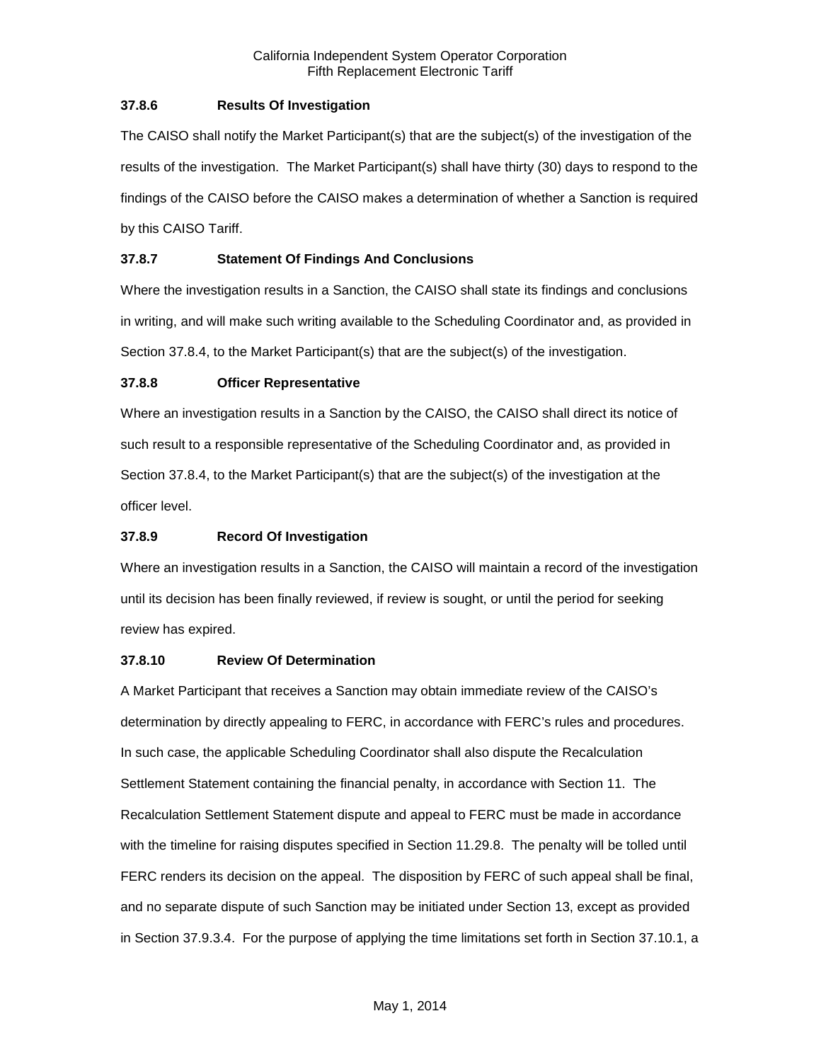### 37.8.6 Results Of Investigation

The CAISO shall notify the Market Participant(s) that are the subject(s) of the investigation of the results of the investigation. The Market Participant(s) shall have thirty (30) days to respond to the findings of the CAISO before the CAISO makes a determination of whether a Sanction is required by this CAISO Tariff.

### 37.8.7 Statement Of Findings And Conclusions

Where the investigation results in a Sanction, the CAISO shall state its findings and conclusions in writing, and will make such writing available to the Scheduling Coordinator and, as provided in Section 37.8.4, to the Market Participant(s) that are the subject(s) of the investigation.

### 37.8.8 Officer Representative

Where an investigation results in a Sanction by the CAISO, the CAISO shall direct its notice of such result to a responsible representative of the Scheduling Coordinator and, as provided in Section 37.8.4, to the Market Participant(s) that are the subject(s) of the investigation at the officer level.

### 37.8.9 Record Of Investigation

Where an investigation results in a Sanction, the CAISO will maintain a record of the investigation until its decision has been finally reviewed, if review is sought, or until the period for seeking review has expired.

### 37.8.10 Review Of Determination

A Market Participant that receives a Sanction may obtain immediate review of the CAISO's determination by directly appealing to FERC, in accordance with FERC's rules and procedures. In such case, the applicable Scheduling Coordinator shall also dispute the Recalculation Settlement Statement containing the financial penalty, in accordance with Section 11. The Recalculation Settlement Statement dispute and appeal to FERC must be made in accordance with the timeline for raising disputes specified in Section 11.29.8. The penalty will be tolled until FERC renders its decision on the appeal. The disposition by FERC of such appeal shall be final, and no separate dispute of such Sanction may be initiated under Section 13, except as provided in Section 37.9.3.4. For the purpose of applying the time limitations set forth in Section 37.10.1, a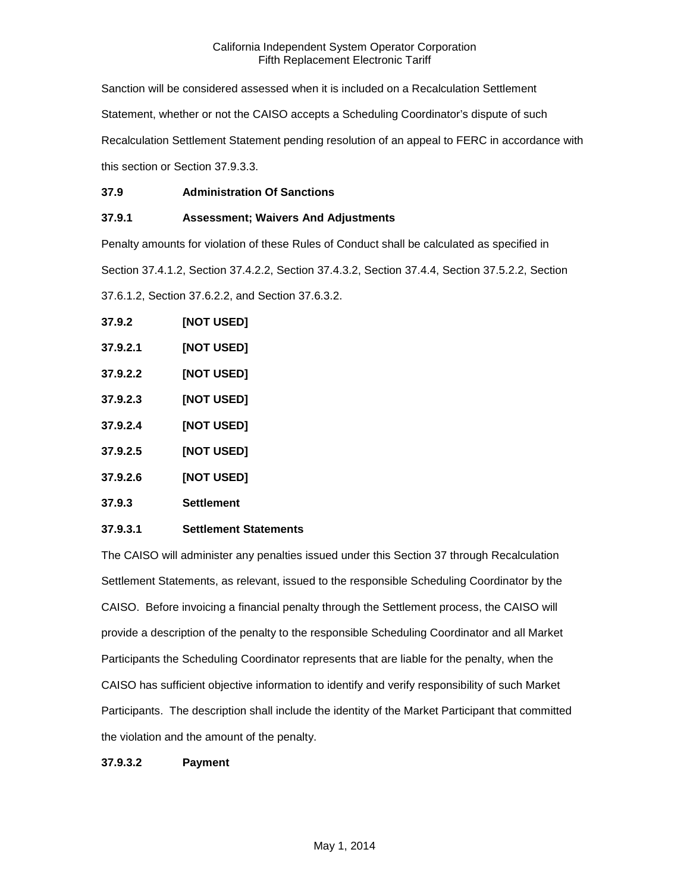Sanction will be considered assessed when it is included on a Recalculation Settlement Statement, whether or not the CAISO accepts a Scheduling Coordinator's dispute of such Recalculation Settlement Statement pending resolution of an appeal to FERC in accordance with this section or Section 37.9.3.3.

### 37.9 Administration Of Sanctions

### 37.9.1 Assessment; Waivers And Adjustments

Penalty amounts for violation of these Rules of Conduct shall be calculated as specified in Section 37.4.1.2, Section 37.4.2.2, Section 37.4.3.2, Section 37.4.4, Section 37.5.2.2, Section 37.6.1.2, Section 37.6.2.2, and Section 37.6.3.2.

### 37.9.2 [NOT USED]

### 37.9.2.1 [NOT USED]

### 37.9.2.2 [NOT USED]

### 37.9.2.3 [NOT USED]

### 37.9.2.4 [NOT USED]

### 37.9.2.5 [NOT USED]

### 37.9.2.6 [NOT USED]

### 37.9.3 Settlement

### 37.9.3.1 Settlement Statements

The CAISO will administer any penalties issued under this Section 37 through Recalculation Settlement Statements, as relevant, issued to the responsible Scheduling Coordinator by the CAISO. Before invoicing a financial penalty through the Settlement process, the CAISO will provide a description of the penalty to the responsible Scheduling Coordinator and all Market Participants the Scheduling Coordinator represents that are liable for the penalty, when the CAISO has sufficient objective information to identify and verify responsibility of such Market Participants. The description shall include the identity of the Market Participant that committed the violation and the amount of the penalty.

### 37.9.3.2 Payment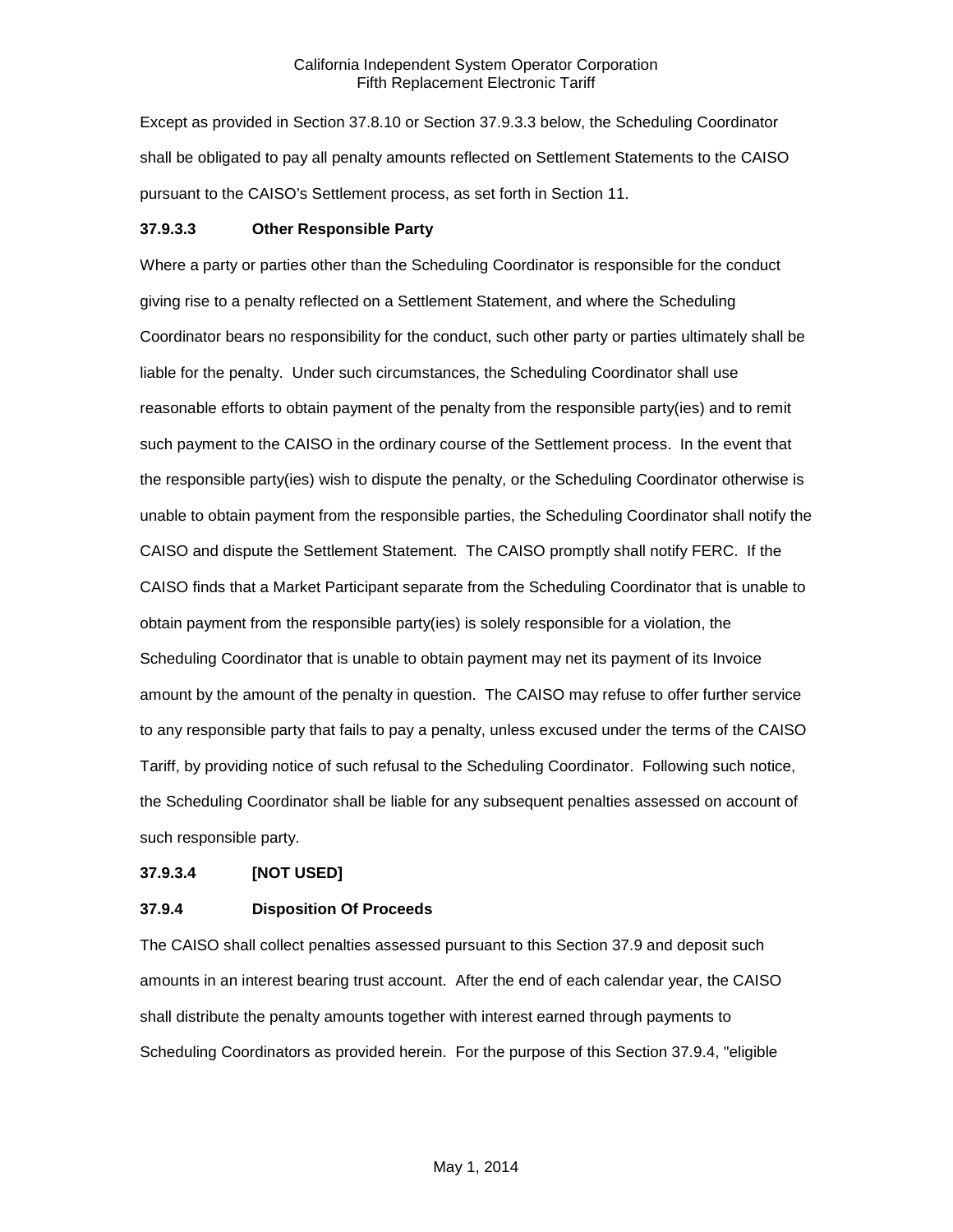Except as provided in Section 37.8.10 or Section 37.9.3.3 below, the Scheduling Coordinator shall be obligated to pay all penalty amounts reflected on Settlement Statements to the CAISO pursuant to the CAISO's Settlement process, as set forth in Section 11.

**37.9.3.3 Other Responsible Party**

Where a party or parties other than the Scheduling Coordinator is responsible for the conduct giving rise to a penalty reflected on a Settlement Statement, and where the Scheduling Coordinator bears no responsibility for the conduct, such other party or parties ultimately shall be liable for the penalty. Under such circumstances, the Scheduling Coordinator shall use reasonable efforts to obtain payment of the penalty from the responsible party(ies) and to remit such payment to the CAISO in the ordinary course of the Settlement process. In the event that the responsible party(ies) wish to dispute the penalty, or the Scheduling Coordinator otherwise is unable to obtain payment from the responsible parties, the Scheduling Coordinator shall notify the CAISO and dispute the Settlement Statement. The CAISO promptly shall notify FERC. If the CAISO finds that a Market Participant separate from the Scheduling Coordinator that is unable to obtain payment from the responsible party(ies) is solely responsible for a violation, the Scheduling Coordinator that is unable to obtain payment may net its payment of its Invoice amount by the amount of the penalty in question. The CAISO may refuse to offer further service to any responsible party that fails to pay a penalty, unless excused under the terms of the CAISO Tariff, by providing notice of such refusal to the Scheduling Coordinator. Following such notice, the Scheduling Coordinator shall be liable for any subsequent penalties assessed on account of such responsible party.

**37.9.3.4 [NOT USED]**

**37.9.4 Disposition Of Proceeds**

The CAISO shall collect penalties assessed pursuant to this Section 37.9 and deposit such amounts in an interest bearing trust account. After the end of each calendar year, the CAISO shall distribute the penalty amounts together with interest earned through payments to Scheduling Coordinators as provided herein. For the purpose of this Section 37.9.4, "eligible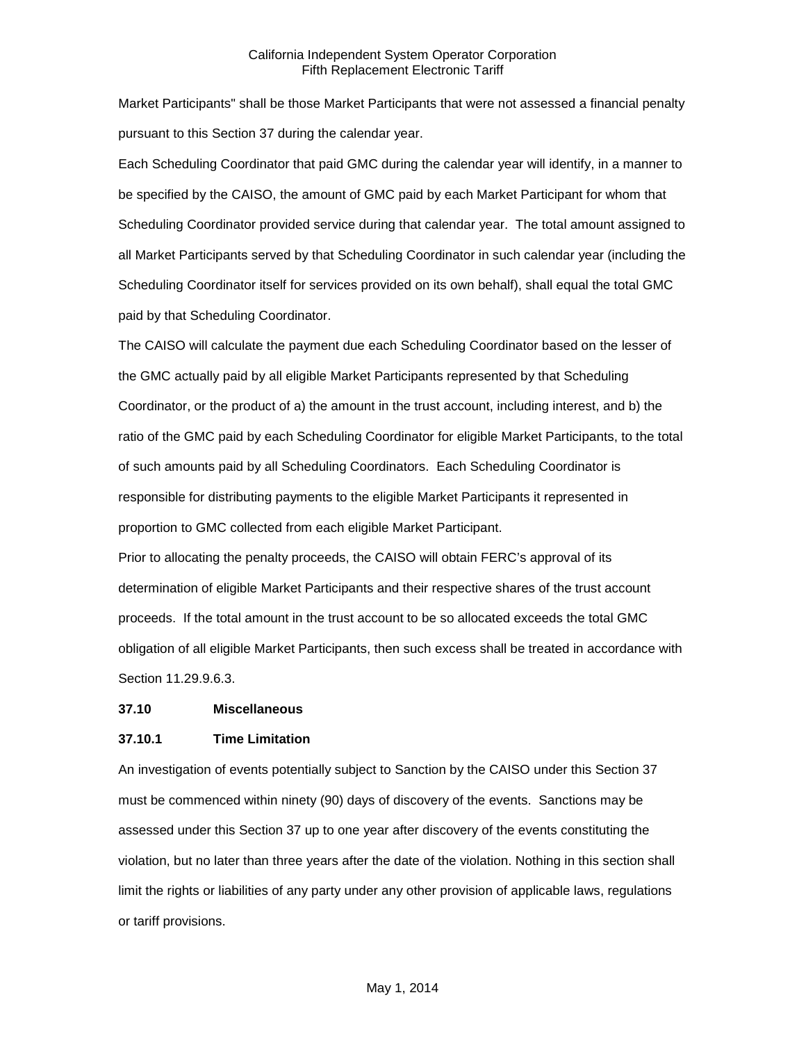Market Participants" shall be those Market Participants that were not assessed a financial penalty pursuant to this Section 37 during the calendar year.

Each Scheduling Coordinator that paid GMC during the calendar year will identify, in a manner to be specified by the CAISO, the amount of GMC paid by each Market Participant for whom that Scheduling Coordinator provided service during that calendar year. The total amount assigned to all Market Participants served by that Scheduling Coordinator in such calendar year (including the Scheduling Coordinator itself for services provided on its own behalf), shall equal the total GMC paid by that Scheduling Coordinator.

The CAISO will calculate the payment due each Scheduling Coordinator based on the lesser of the GMC actually paid by all eligible Market Participants represented by that Scheduling Coordinator, or the product of a) the amount in the trust account, including interest, and b) the ratio of the GMC paid by each Scheduling Coordinator for eligible Market Participants, to the total of such amounts paid by all Scheduling Coordinators. Each Scheduling Coordinator is responsible for distributing payments to the eligible Market Participants it represented in proportion to GMC collected from each eligible Market Participant.

Prior to allocating the penalty proceeds, the CAISO will obtain FERC's approval of its determination of eligible Market Participants and their respective shares of the trust account proceeds. If the total amount in the trust account to be so allocated exceeds the total GMC obligation of all eligible Market Participants, then such excess shall be treated in accordance with Section 11.29.9.6.3.

**37.10 Miscellaneous**

**37.10.1 Time Limitation**

An investigation of events potentially subject to Sanction by the CAISO under this Section 37 must be commenced within ninety (90) days of discovery of the events. Sanctions may be assessed under this Section 37 up to one year after discovery of the events constituting the violation, but no later than three years after the date of the violation. Nothing in this section shall limit the rights or liabilities of any party under any other provision of applicable laws, regulations or tariff provisions.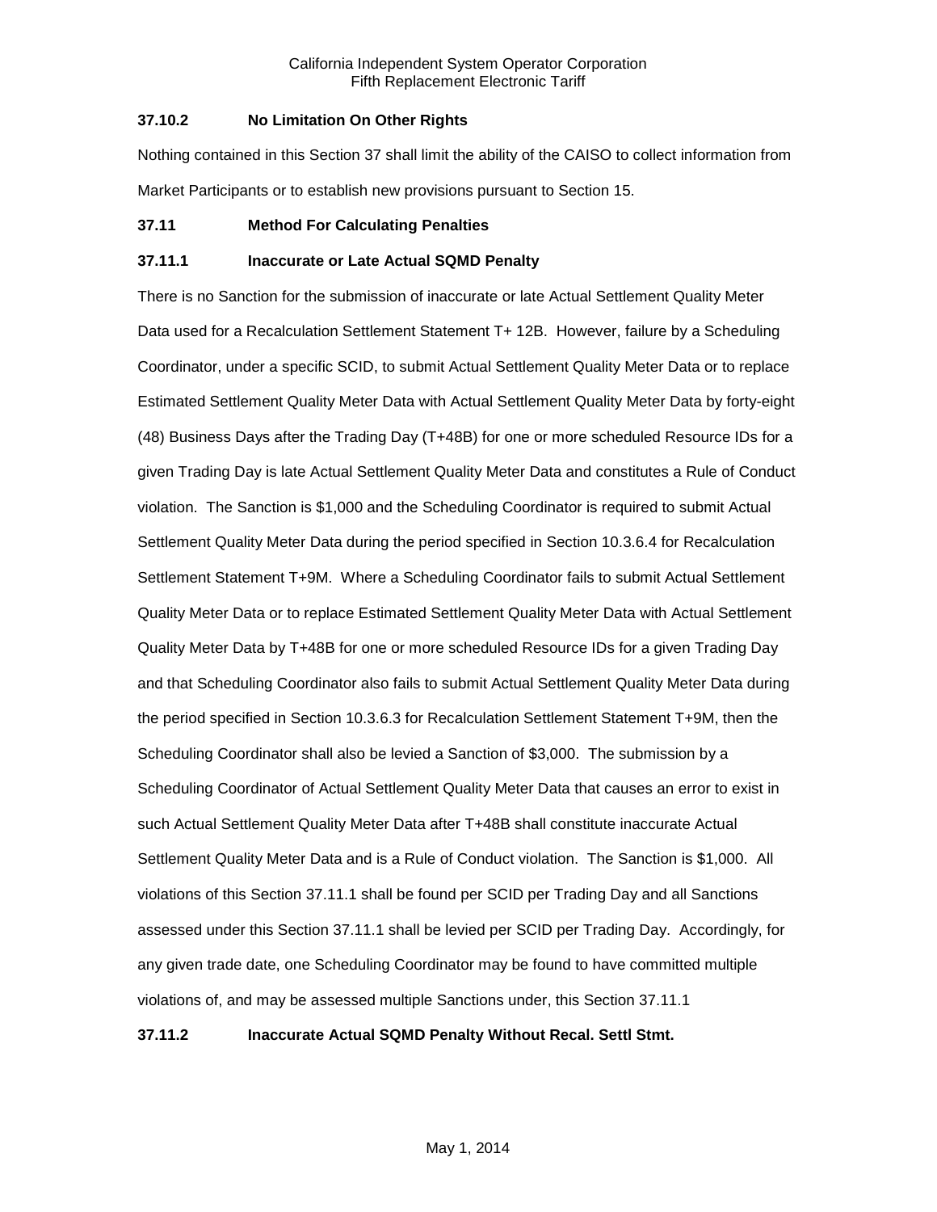### 37.10.2 No Limitation On Other Rights

Nothing contained in this Section 37 shall limit the ability of the CAISO to collect information from Market Participants or to establish new provisions pursuant to Section 15.

## 37.11 Method For Calculating Penalties

### 37.11.1 Inaccurate or Late Actual SQMD Penalty

There is no Sanction for the submission of inaccurate or late Actual Settlement Quality Meter Data used for a Recalculation Settlement Statement T+ 12B. However, failure by a Scheduling Coordinator, under a specific SCID, to submit Actual Settlement Quality Meter Data or to replace Estimated Settlement Quality Meter Data with Actual Settlement Quality Meter Data by forty-eight (48) Business Days after the Trading Day (T+48B) for one or more scheduled Resource IDs for a given Trading Day is late Actual Settlement Quality Meter Data and constitutes a Rule of Conduct violation. The Sanction is $1,000 and the Scheduling Coordinator is required to submit Actual Settlement Quality Meter Data during the period specified in Section 10.3.6.4 for Recalculation Settlement Statement T+9M. Where a Scheduling Coordinator fails to submit Actual Settlement Quality Meter Data or to replace Estimated Settlement Quality Meter Data with Actual Settlement Quality Meter Data by T+48B for one or more scheduled Resource IDs for a given Trading Day and that Scheduling Coordinator also fails to submit Actual Settlement Quality Meter Data during the period specified in Section 10.3.6.3 for Recalculation Settlement Statement T+9M, then the Scheduling Coordinator shall also be levied a Sanction of $3,000. The submission by a Scheduling Coordinator of Actual Settlement Quality Meter Data that causes an error to exist in such Actual Settlement Quality Meter Data after T+48B shall constitute inaccurate Actual Settlement Quality Meter Data and is a Rule of Conduct violation. The Sanction is $1,000. All violations of this Section 37.11.1 shall be found per SCID per Trading Day and all Sanctions assessed under this Section 37.11.1 shall be levied per SCID per Trading Day. Accordingly, for any given trade date, one Scheduling Coordinator may be found to have committed multiple violations of, and may be assessed multiple Sanctions under, this Section 37.11.1

### 37.11.2 Inaccurate Actual SQMD Penalty Without Recal. Settl Stmt.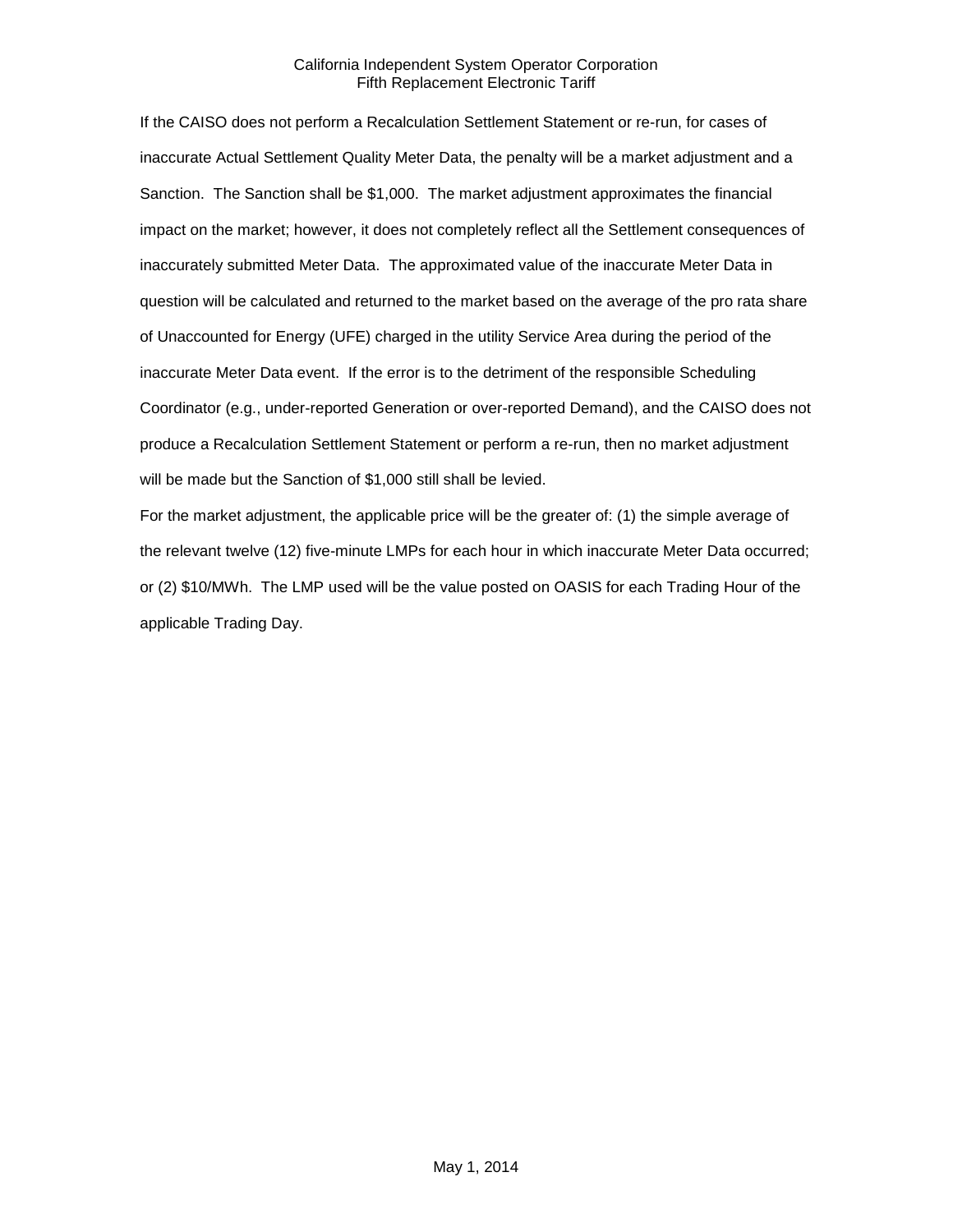If the CAISO does not perform a Recalculation Settlement Statement or re-run, for cases of inaccurate Actual Settlement Quality Meter Data, the penalty will be a market adjustment and a Sanction. The Sanction shall be $1,000. The market adjustment approximates the financial impact on the market; however, it does not completely reflect all the Settlement consequences of inaccurately submitted Meter Data. The approximated value of the inaccurate Meter Data in question will be calculated and returned to the market based on the average of the pro rata share of Unaccounted for Energy (UFE) charged in the utility Service Area during the period of the inaccurate Meter Data event. If the error is to the detriment of the responsible Scheduling Coordinator (e.g., under-reported Generation or over-reported Demand), and the CAISO does not produce a Recalculation Settlement Statement or perform a re-run, then no market adjustment will be made but the Sanction of $1,000 still shall be levied.

For the market adjustment, the applicable price will be the greater of: (1) the simple average of the relevant twelve (12) five-minute LMPs for each hour in which inaccurate Meter Data occurred; or (2) $10/MWh. The LMP used will be the value posted on OASIS for each Trading Hour of the applicable Trading Day.